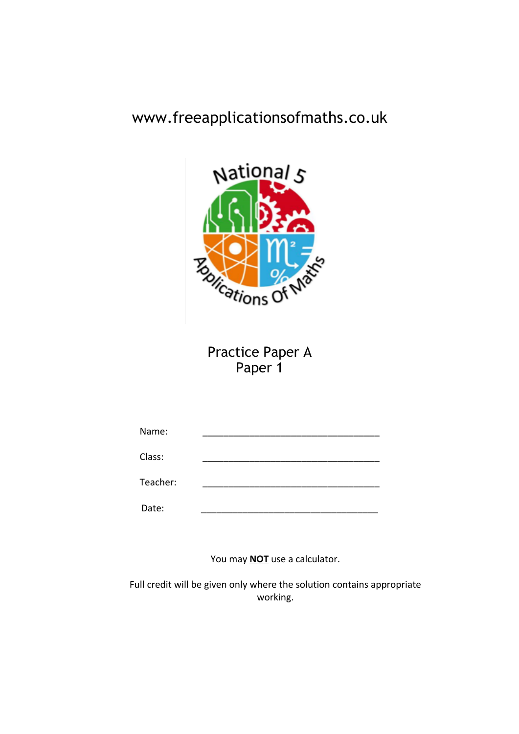www.freeapplicationsofmaths.co.uk

# Practice Paper A
## Paper 1

Name: ___________________________________

Class: ___________________________________

Teacher: ___________________________________

Date: ___________________________________

You may **NOT** use a calculator.

Full credit will be given only where the solution contains appropriate working.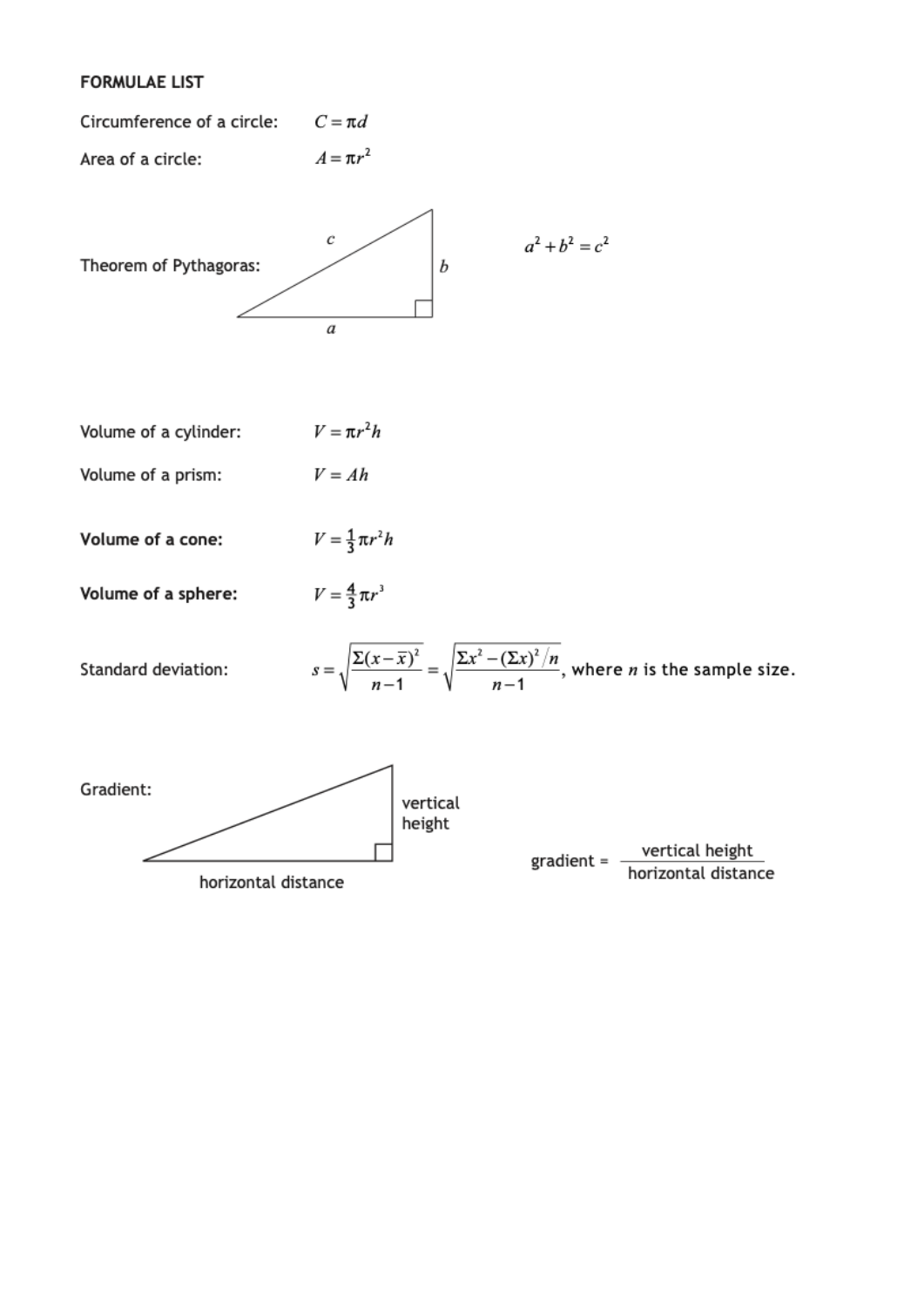**FORMULAE LIST**

Circumference of a circle: $C = \pi d$

Area of a circle: $A = \pi r^2$

Theorem of Pythagoras: $a^2 + b^2 = c^2$

Volume of a cylinder: $V = \pi r^2 h$

Volume of a prism: $V = Ah$

**Volume of a cone:** $V = \frac{1}{3}\pi r^2 h$

**Volume of a sphere:** $V = \frac{4}{3}\pi r^3$

Standard deviation: $s = \sqrt{\dfrac{\Sigma(x-\bar{x})^2}{n-1}} = \sqrt{\dfrac{\Sigma x^2 - (\Sigma x)^2/n}{n-1}}$, where $n$ is the sample size.

Gradient:

$$\text{gradient} = \frac{\text{vertical height}}{\text{horizontal distance}}$$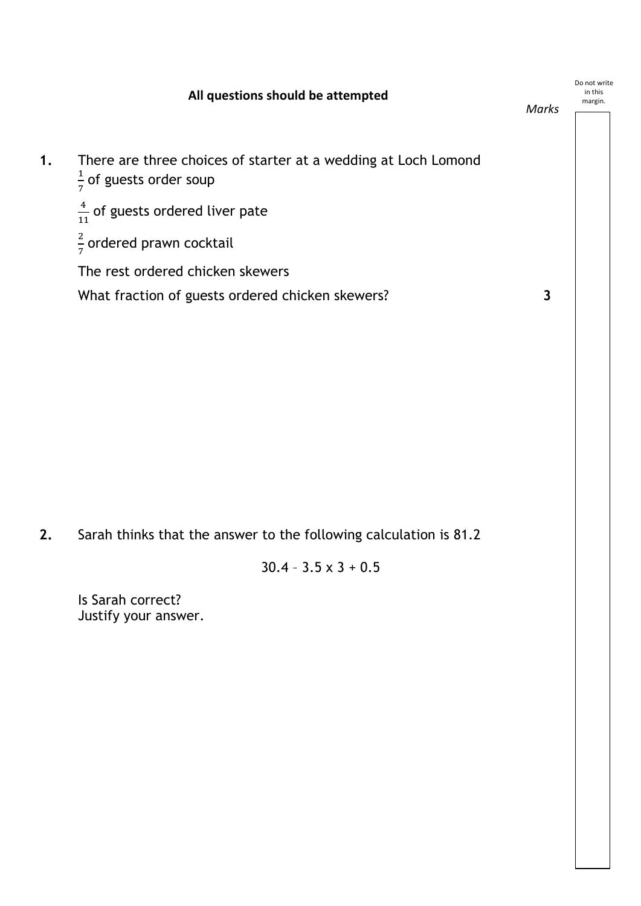**All questions should be attempted**

*Marks*

**1.** There are three choices of starter at a wedding at Loch Lomond

$\frac{1}{7}$ of guests order soup

$\frac{4}{11}$ of guests ordered liver pate

$\frac{2}{7}$ ordered prawn cocktail

The rest ordered chicken skewers

What fraction of guests ordered chicken skewers? **3**

**2.** Sarah thinks that the answer to the following calculation is 81.2

$$30.4 – 3.5 \times 3 + 0.5$$

Is Sarah correct?
Justify your answer.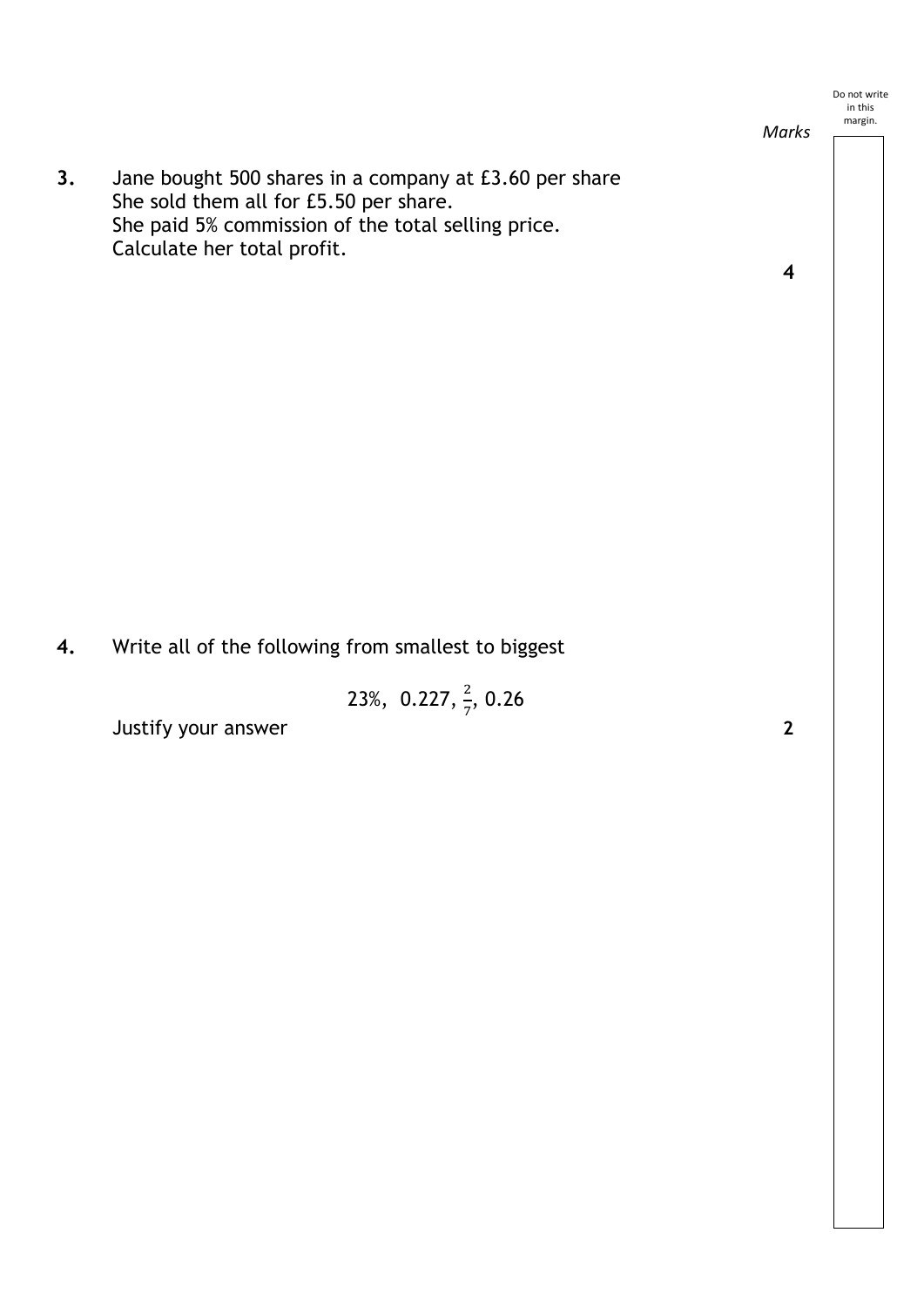*Marks*

**3.** Jane bought 500 shares in a company at £3.60 per share
She sold them all for £5.50 per share.
She paid 5% commission of the total selling price.
Calculate her total profit. **4**

**4.** Write all of the following from smallest to biggest

$$23\%,\ 0.227,\ \frac{2}{7},\ 0.26$$

Justify your answer **2**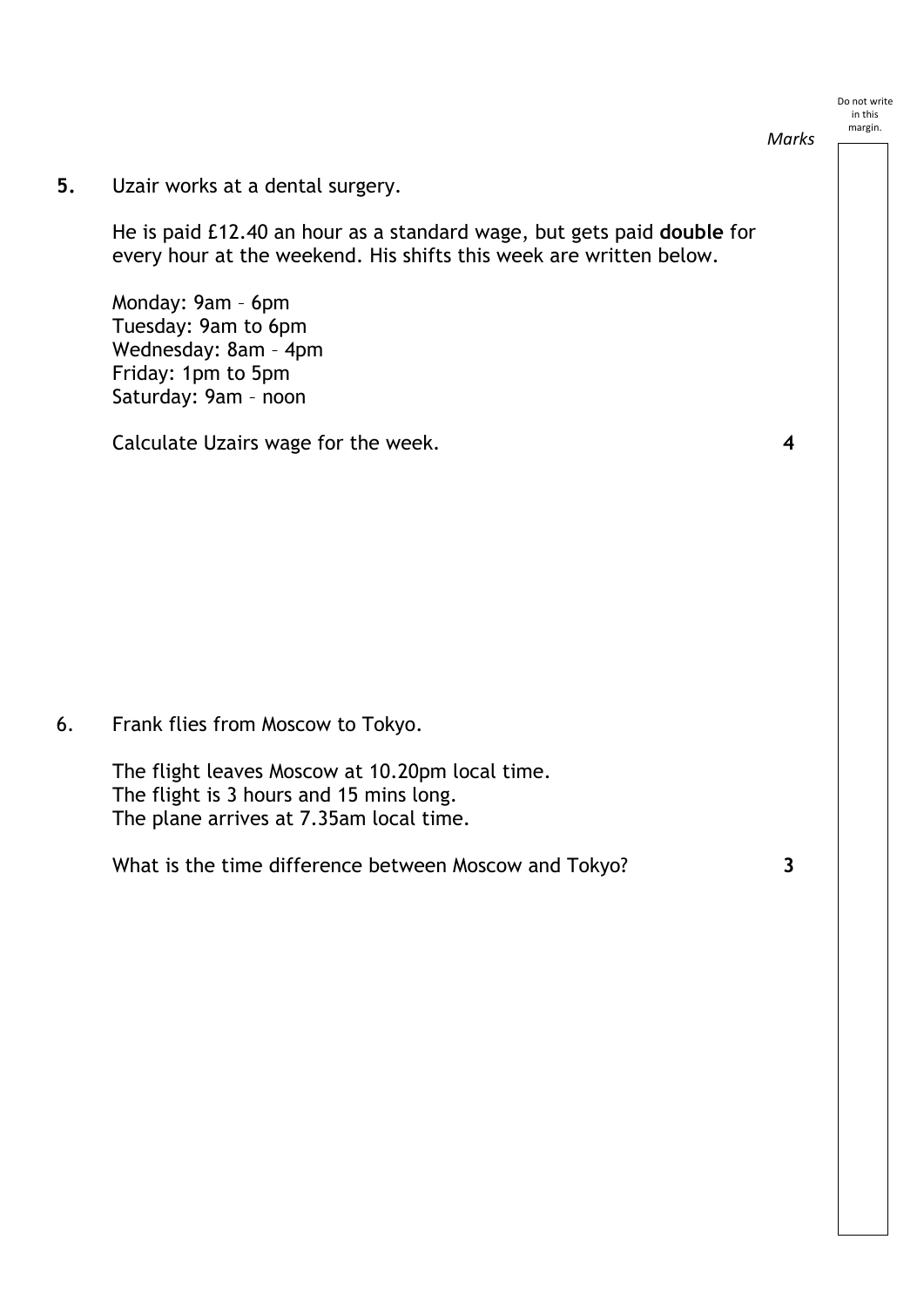*Marks*

**5.** Uzair works at a dental surgery.

He is paid £12.40 an hour as a standard wage, but gets paid **double** for every hour at the weekend. His shifts this week are written below.

Monday: 9am – 6pm
Tuesday: 9am to 6pm
Wednesday: 8am – 4pm
Friday: 1pm to 5pm
Saturday: 9am – noon

Calculate Uzairs wage for the week. **4**

6. Frank flies from Moscow to Tokyo.

The flight leaves Moscow at 10.20pm local time.
The flight is 3 hours and 15 mins long.
The plane arrives at 7.35am local time.

What is the time difference between Moscow and Tokyo? **3**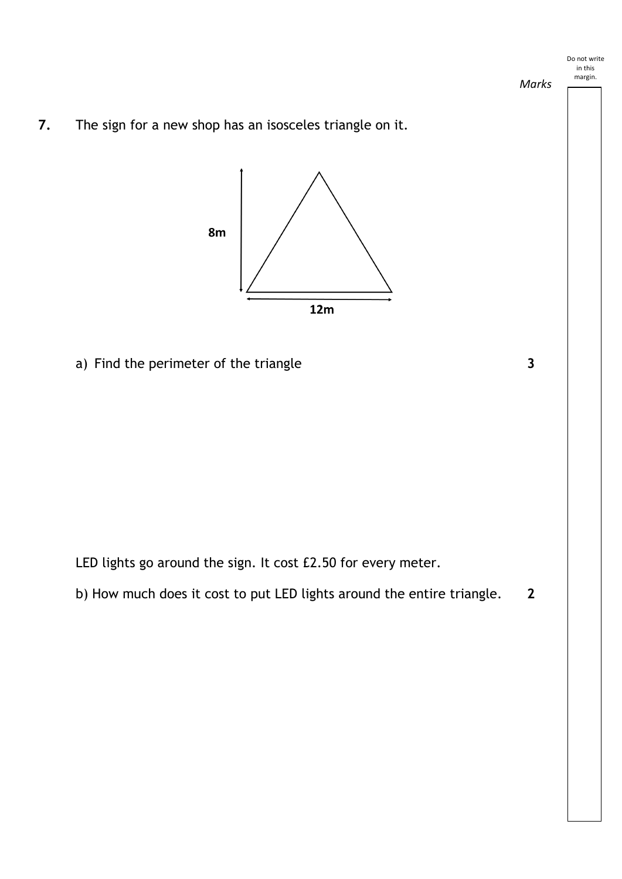*Marks*

**7.** The sign for a new shop has an isosceles triangle on it.

8m

12m

a) Find the perimeter of the triangle **3**

LED lights go around the sign. It cost £2.50 for every meter.

b) How much does it cost to put LED lights around the entire triangle. **2**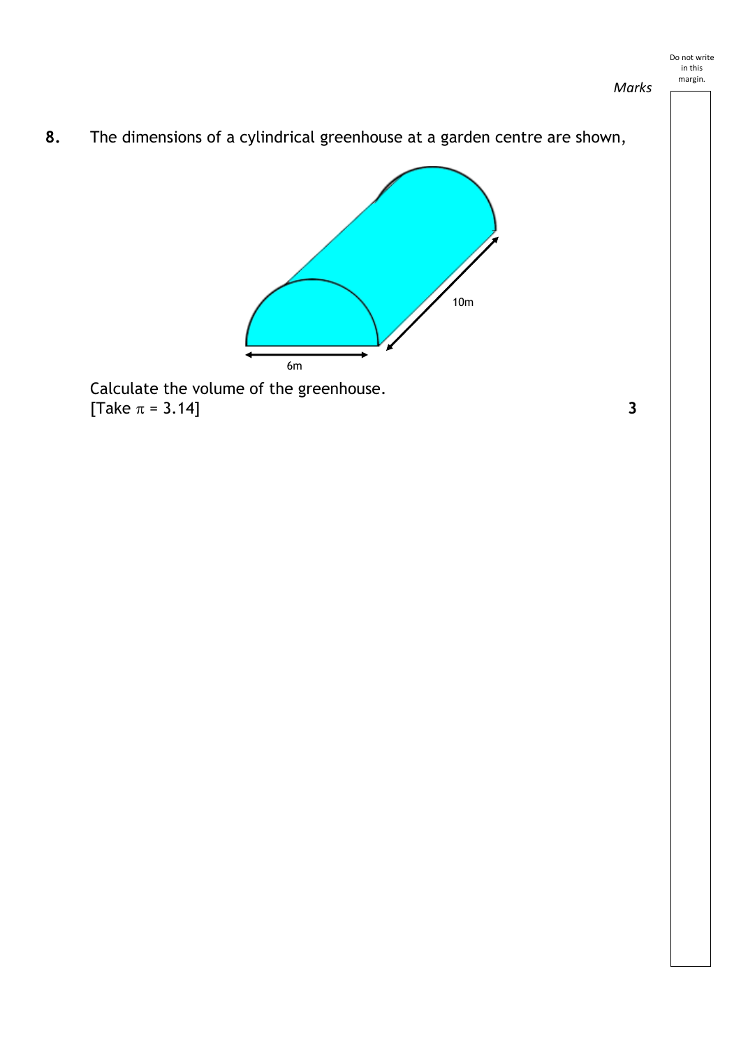*Marks*

**8.** The dimensions of a cylindrical greenhouse at a garden centre are shown,

6m

10m

Calculate the volume of the greenhouse.
[Take $\pi$ = 3.14] **3**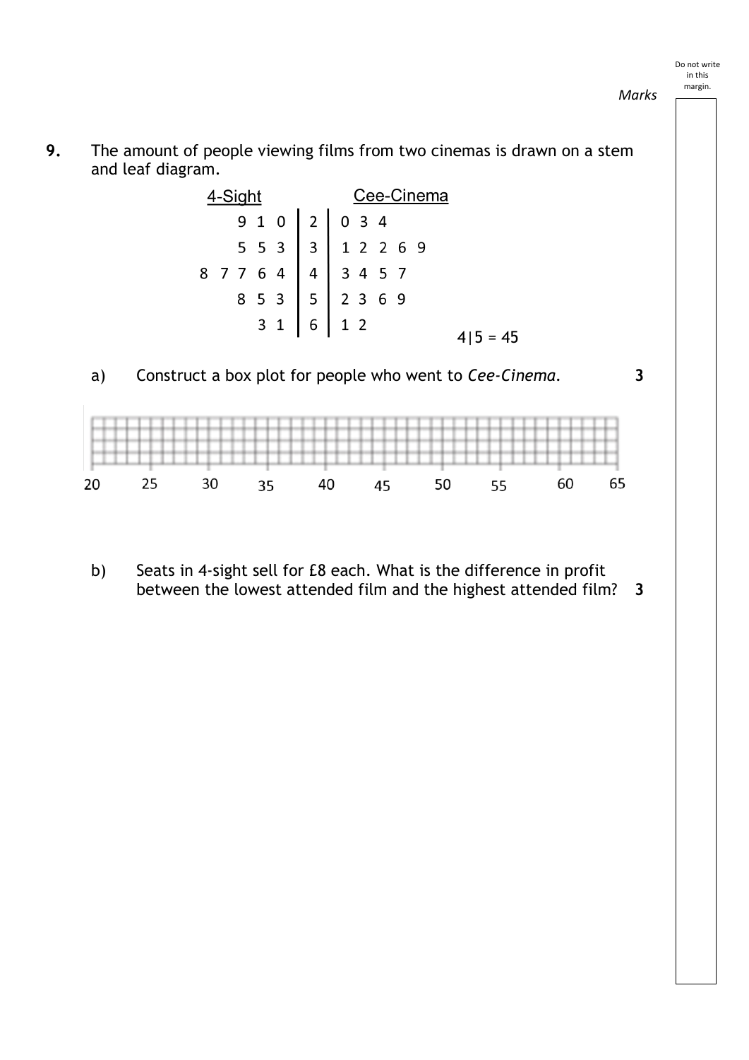Marks

**9.** The amount of people viewing films from two cinemas is drawn on a stem and leaf diagram.

| 4-Sight | | Cee-Cinema |
|---:|:---:|:---|
| 9 1 0 | 2 | 0 3 4 |
| 5 5 3 | 3 | 1 2 2 6 9 |
| 8 7 7 6 4 | 4 | 3 4 5 7 |
| 8 5 3 | 5 | 2 3 6 9 |
| 3 1 | 6 | 1 2 |

4|5 = 45

a) Construct a box plot for people who went to *Cee-Cinema*. **3**

20 25 30 35 40 45 50 55 60 65

b) Seats in 4-sight sell for £8 each. What is the difference in profit between the lowest attended film and the highest attended film? **3**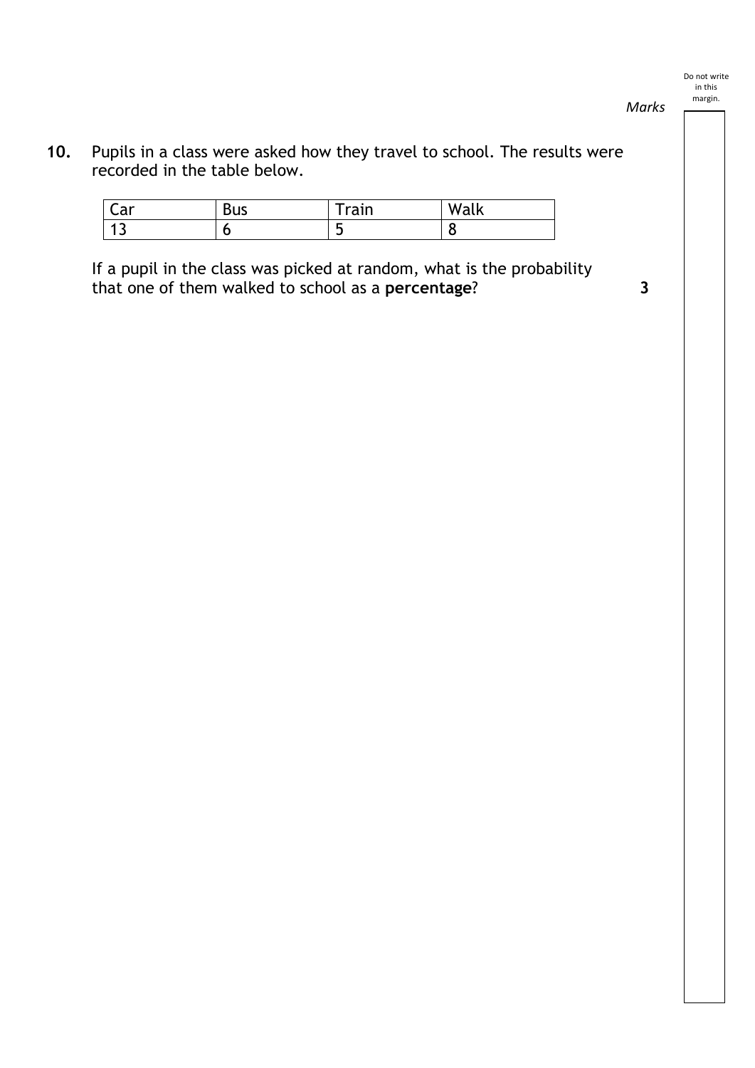**10.** Pupils in a class were asked how they travel to school. The results were recorded in the table below.

| Car | Bus | Train | Walk |
|---|---|---|---|
| 13 | 6 | 5 | 8 |

If a pupil in the class was picked at random, what is the probability that one of them walked to school as a **percentage**? **3**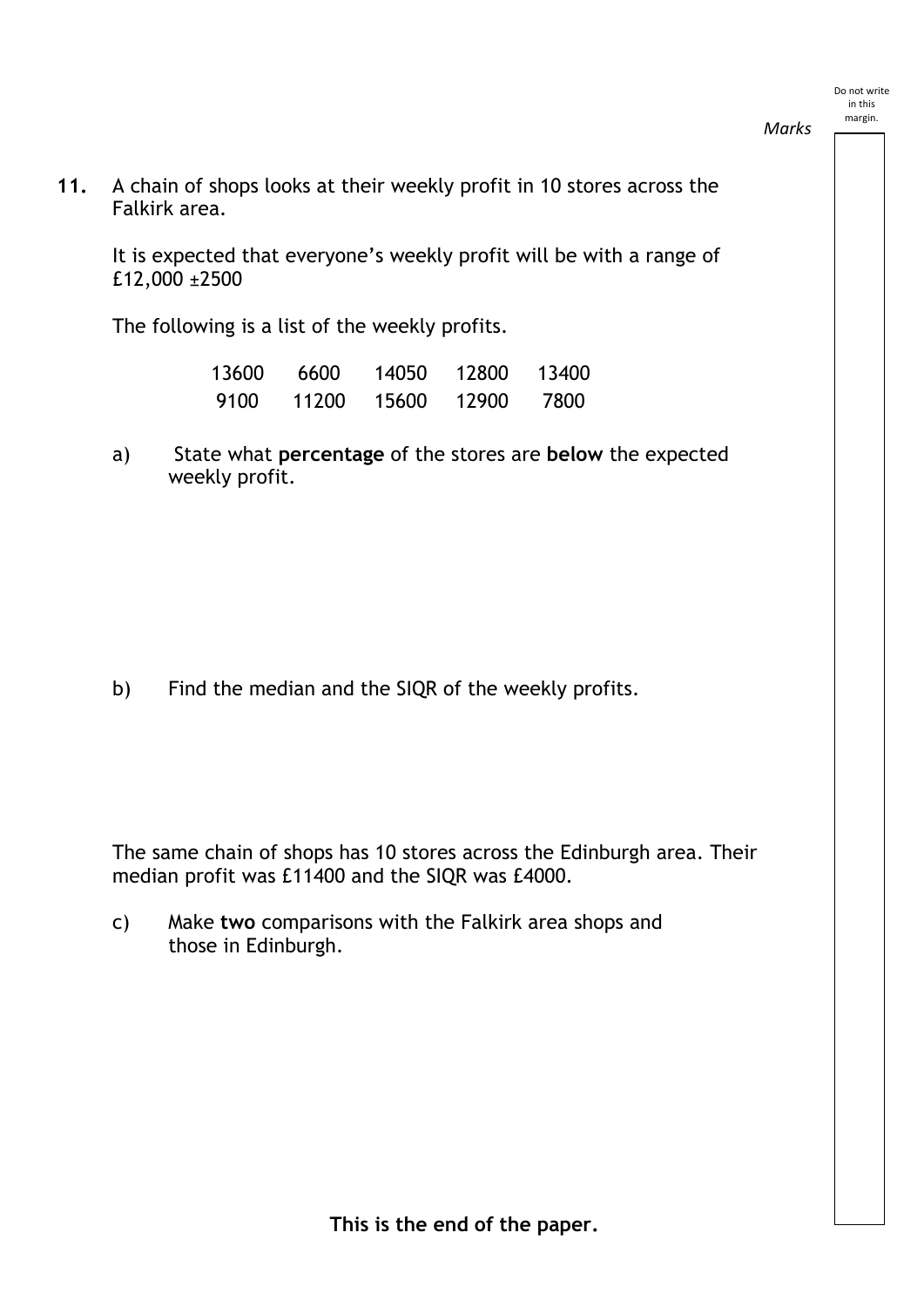**11.** A chain of shops looks at their weekly profit in 10 stores across the Falkirk area.

It is expected that everyone's weekly profit will be with a range of £12,000 ±2500

The following is a list of the weekly profits.

| | | | | |
|---|---|---|---|---|
| 13600 | 6600 | 14050 | 12800 | 13400 |
| 9100 | 11200 | 15600 | 12900 | 7800 |

a) State what **percentage** of the stores are **below** the expected weekly profit.

b) Find the median and the SIQR of the weekly profits.

The same chain of shops has 10 stores across the Edinburgh area. Their median profit was £11400 and the SIQR was £4000.

c) Make **two** comparisons with the Falkirk area shops and those in Edinburgh.

**This is the end of the paper.**